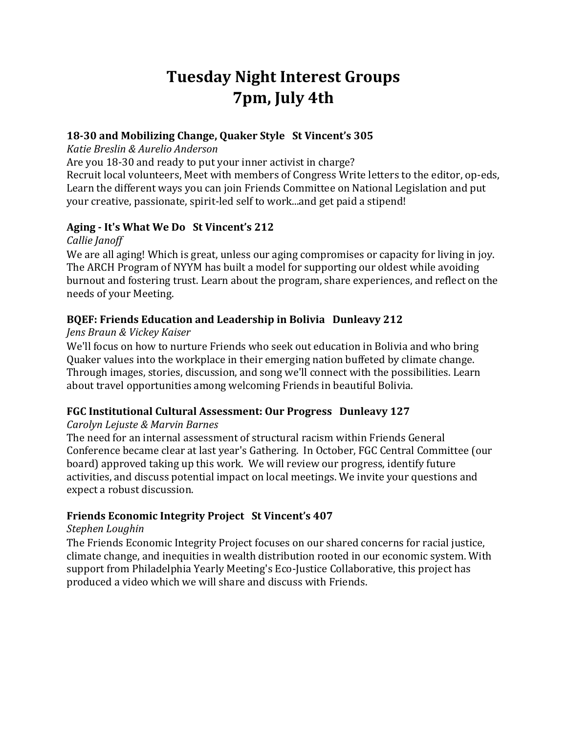# Tuesday Night Interest Groups
# 7pm, July 4th

### 18-30 and Mobilizing Change, Quaker Style   St Vincent's 305

*Katie Breslin & Aurelio Anderson*

Are you 18-30 and ready to put your inner activist in charge?
Recruit local volunteers, Meet with members of Congress Write letters to the editor, op-eds, Learn the different ways you can join Friends Committee on National Legislation and put your creative, passionate, spirit-led self to work...and get paid a stipend!

### Aging - It's What We Do   St Vincent's 212

*Callie Janoff*

We are all aging! Which is great, unless our aging compromises or capacity for living in joy. The ARCH Program of NYYM has built a model for supporting our oldest while avoiding burnout and fostering trust. Learn about the program, share experiences, and reflect on the needs of your Meeting.

### BQEF: Friends Education and Leadership in Bolivia   Dunleavy 212

*Jens Braun & Vickey Kaiser*

We'll focus on how to nurture Friends who seek out education in Bolivia and who bring Quaker values into the workplace in their emerging nation buffeted by climate change. Through images, stories, discussion, and song we'll connect with the possibilities. Learn about travel opportunities among welcoming Friends in beautiful Bolivia.

### FGC Institutional Cultural Assessment: Our Progress   Dunleavy 127

*Carolyn Lejuste & Marvin Barnes*

The need for an internal assessment of structural racism within Friends General Conference became clear at last year's Gathering. In October, FGC Central Committee (our board) approved taking up this work. We will review our progress, identify future activities, and discuss potential impact on local meetings. We invite your questions and expect a robust discussion.

### Friends Economic Integrity Project   St Vincent's 407

*Stephen Loughin*

The Friends Economic Integrity Project focuses on our shared concerns for racial justice, climate change, and inequities in wealth distribution rooted in our economic system. With support from Philadelphia Yearly Meeting's Eco-Justice Collaborative, this project has produced a video which we will share and discuss with Friends.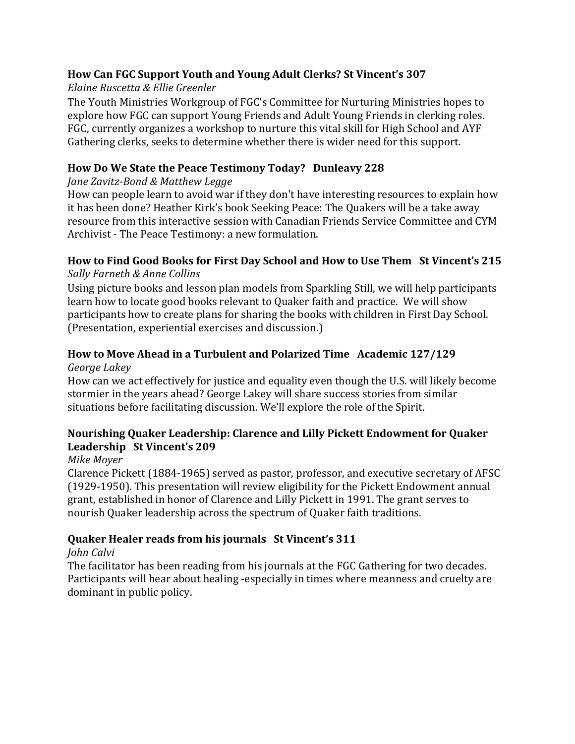**How Can FGC Support Youth and Young Adult Clerks? St Vincent's 307**

*Elaine Ruscetta & Ellie Greenler*

The Youth Ministries Workgroup of FGC's Committee for Nurturing Ministries hopes to explore how FGC can support Young Friends and Adult Young Friends in clerking roles. FGC, currently organizes a workshop to nurture this vital skill for High School and AYF Gathering clerks, seeks to determine whether there is wider need for this support.

**How Do We State the Peace Testimony Today? Dunleavy 228**

*Jane Zavitz-Bond & Matthew Legge*

How can people learn to avoid war if they don't have interesting resources to explain how it has been done? Heather Kirk's book Seeking Peace: The Quakers will be a take away resource from this interactive session with Canadian Friends Service Committee and CYM Archivist - The Peace Testimony: a new formulation.

**How to Find Good Books for First Day School and How to Use Them St Vincent's 215**

*Sally Farneth & Anne Collins*

Using picture books and lesson plan models from Sparkling Still, we will help participants learn how to locate good books relevant to Quaker faith and practice. We will show participants how to create plans for sharing the books with children in First Day School. (Presentation, experiential exercises and discussion.)

**How to Move Ahead in a Turbulent and Polarized Time Academic 127/129**

*George Lakey*

How can we act effectively for justice and equality even though the U.S. will likely become stormier in the years ahead? George Lakey will share success stories from similar situations before facilitating discussion. We'll explore the role of the Spirit.

**Nourishing Quaker Leadership: Clarence and Lilly Pickett Endowment for Quaker Leadership St Vincent's 209**

*Mike Moyer*

Clarence Pickett (1884-1965) served as pastor, professor, and executive secretary of AFSC (1929-1950). This presentation will review eligibility for the Pickett Endowment annual grant, established in honor of Clarence and Lilly Pickett in 1991. The grant serves to nourish Quaker leadership across the spectrum of Quaker faith traditions.

**Quaker Healer reads from his journals St Vincent's 311**

*John Calvi*

The facilitator has been reading from his journals at the FGC Gathering for two decades. Participants will hear about healing -especially in times where meanness and cruelty are dominant in public policy.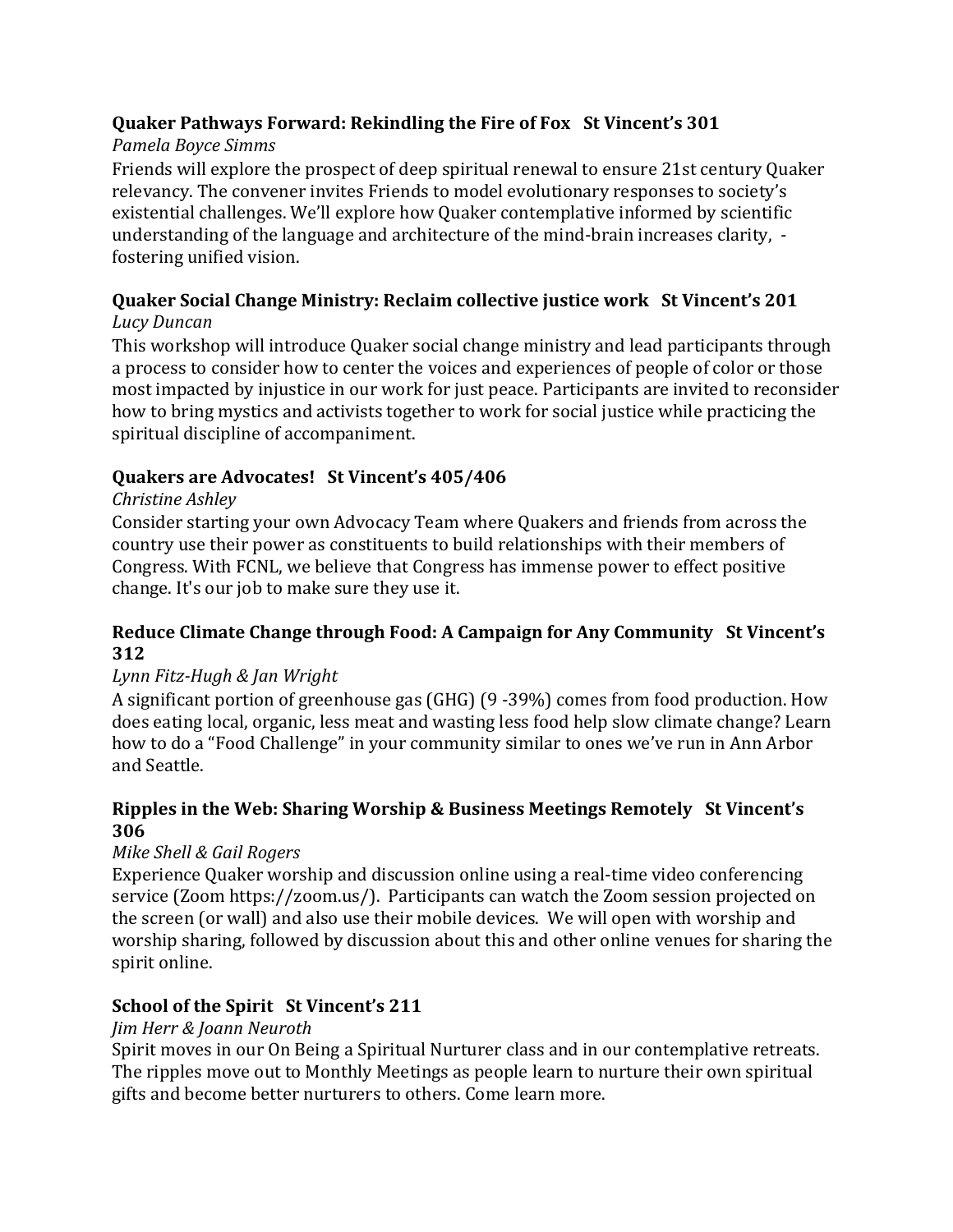### Quaker Pathways Forward: Rekindling the Fire of Fox   St Vincent's 301

*Pamela Boyce Simms*

Friends will explore the prospect of deep spiritual renewal to ensure 21st century Quaker relevancy. The convener invites Friends to model evolutionary responses to society's existential challenges. We'll explore how Quaker contemplative informed by scientific understanding of the language and architecture of the mind-brain increases clarity, - fostering unified vision.

### Quaker Social Change Ministry: Reclaim collective justice work   St Vincent's 201

*Lucy Duncan*

This workshop will introduce Quaker social change ministry and lead participants through a process to consider how to center the voices and experiences of people of color or those most impacted by injustice in our work for just peace. Participants are invited to reconsider how to bring mystics and activists together to work for social justice while practicing the spiritual discipline of accompaniment.

### Quakers are Advocates!   St Vincent's 405/406

*Christine Ashley*

Consider starting your own Advocacy Team where Quakers and friends from across the country use their power as constituents to build relationships with their members of Congress. With FCNL, we believe that Congress has immense power to effect positive change. It's our job to make sure they use it.

### Reduce Climate Change through Food: A Campaign for Any Community   St Vincent's 312

*Lynn Fitz-Hugh & Jan Wright*

A significant portion of greenhouse gas (GHG) (9 -39%) comes from food production. How does eating local, organic, less meat and wasting less food help slow climate change? Learn how to do a "Food Challenge" in your community similar to ones we've run in Ann Arbor and Seattle.

### Ripples in the Web: Sharing Worship & Business Meetings Remotely   St Vincent's 306

*Mike Shell & Gail Rogers*

Experience Quaker worship and discussion online using a real-time video conferencing service (Zoom https://zoom.us/). Participants can watch the Zoom session projected on the screen (or wall) and also use their mobile devices. We will open with worship and worship sharing, followed by discussion about this and other online venues for sharing the spirit online.

### School of the Spirit   St Vincent's 211

*Jim Herr & Joann Neuroth*

Spirit moves in our On Being a Spiritual Nurturer class and in our contemplative retreats. The ripples move out to Monthly Meetings as people learn to nurture their own spiritual gifts and become better nurturers to others. Come learn more.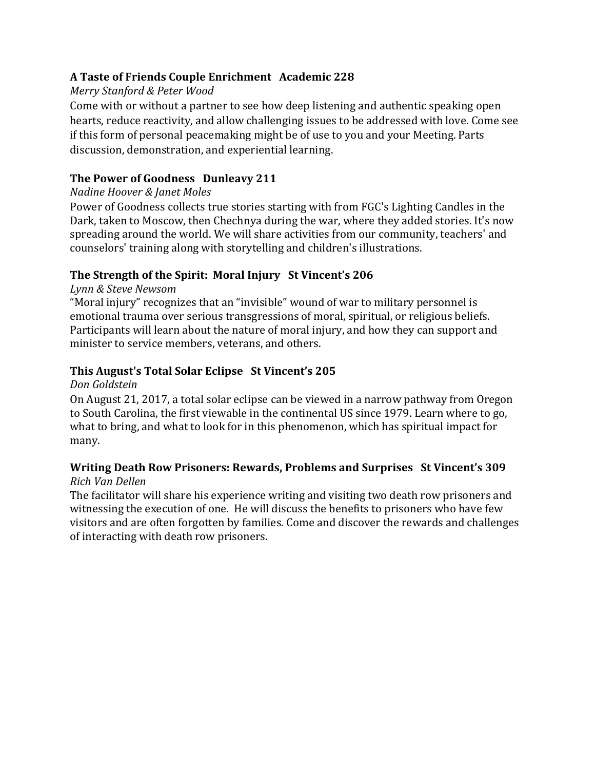### A Taste of Friends Couple Enrichment   Academic 228

*Merry Stanford & Peter Wood*

Come with or without a partner to see how deep listening and authentic speaking open hearts, reduce reactivity, and allow challenging issues to be addressed with love. Come see if this form of personal peacemaking might be of use to you and your Meeting. Parts discussion, demonstration, and experiential learning.

### The Power of Goodness   Dunleavy 211

*Nadine Hoover & Janet Moles*

Power of Goodness collects true stories starting with from FGC's Lighting Candles in the Dark, taken to Moscow, then Chechnya during the war, where they added stories. It's now spreading around the world. We will share activities from our community, teachers' and counselors' training along with storytelling and children's illustrations.

### The Strength of the Spirit:  Moral Injury   St Vincent's 206

*Lynn & Steve Newsom*

"Moral injury" recognizes that an "invisible" wound of war to military personnel is emotional trauma over serious transgressions of moral, spiritual, or religious beliefs. Participants will learn about the nature of moral injury, and how they can support and minister to service members, veterans, and others.

### This August's Total Solar Eclipse   St Vincent's 205

*Don Goldstein*

On August 21, 2017, a total solar eclipse can be viewed in a narrow pathway from Oregon to South Carolina, the first viewable in the continental US since 1979. Learn where to go, what to bring, and what to look for in this phenomenon, which has spiritual impact for many.

### Writing Death Row Prisoners: Rewards, Problems and Surprises   St Vincent's 309

*Rich Van Dellen*

The facilitator will share his experience writing and visiting two death row prisoners and witnessing the execution of one.  He will discuss the benefits to prisoners who have few visitors and are often forgotten by families. Come and discover the rewards and challenges of interacting with death row prisoners.